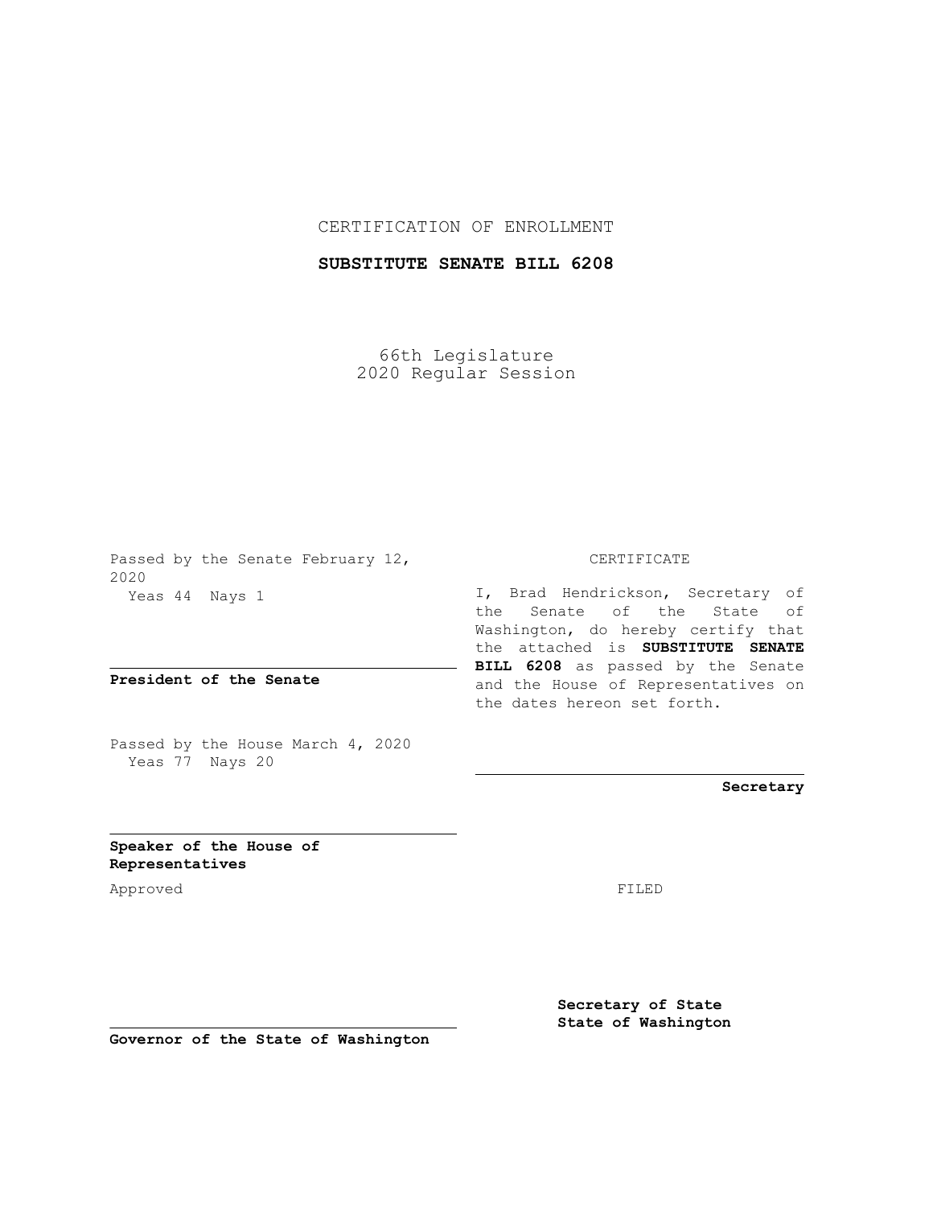CERTIFICATION OF ENROLLMENT

**SUBSTITUTE SENATE BILL 6208**

66th Legislature
2020 Regular Session

Passed by the Senate February 12, 2020
Yeas 44 Nays 1

**President of the Senate**

Passed by the House March 4, 2020
Yeas 77 Nays 20

**Speaker of the House of Representatives**

Approved

**Governor of the State of Washington**

CERTIFICATE

I, Brad Hendrickson, Secretary of the Senate of the State of Washington, do hereby certify that the attached is **SUBSTITUTE SENATE BILL 6208** as passed by the Senate and the House of Representatives on the dates hereon set forth.

**Secretary**

FILED

**Secretary of State**
**State of Washington**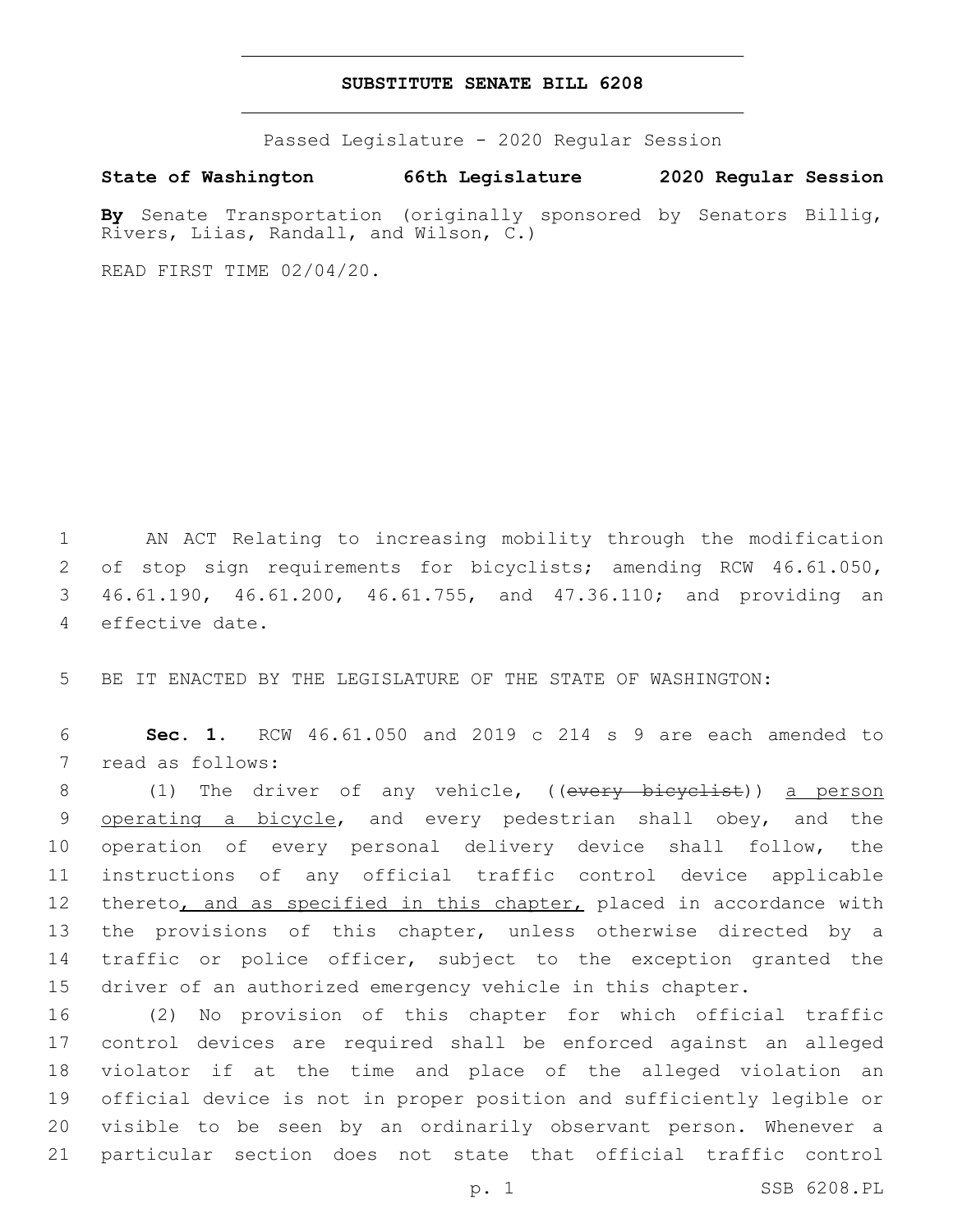**SUBSTITUTE SENATE BILL 6208**

Passed Legislature - 2020 Regular Session

**State of Washington 66th Legislature 2020 Regular Session**

**By** Senate Transportation (originally sponsored by Senators Billig, Rivers, Liias, Randall, and Wilson, C.)

READ FIRST TIME 02/04/20.

AN ACT Relating to increasing mobility through the modification of stop sign requirements for bicyclists; amending RCW 46.61.050, 46.61.190, 46.61.200, 46.61.755, and 47.36.110; and providing an effective date.

BE IT ENACTED BY THE LEGISLATURE OF THE STATE OF WASHINGTON:

**Sec. 1.** RCW 46.61.050 and 2019 c 214 s 9 are each amended to read as follows:

(1) The driver of any vehicle, ((~~every bicyclist~~)) a person operating a bicycle, and every pedestrian shall obey, and the operation of every personal delivery device shall follow, the instructions of any official traffic control device applicable thereto, and as specified in this chapter, placed in accordance with the provisions of this chapter, unless otherwise directed by a traffic or police officer, subject to the exception granted the driver of an authorized emergency vehicle in this chapter.

(2) No provision of this chapter for which official traffic control devices are required shall be enforced against an alleged violator if at the time and place of the alleged violation an official device is not in proper position and sufficiently legible or visible to be seen by an ordinarily observant person. Whenever a particular section does not state that official traffic control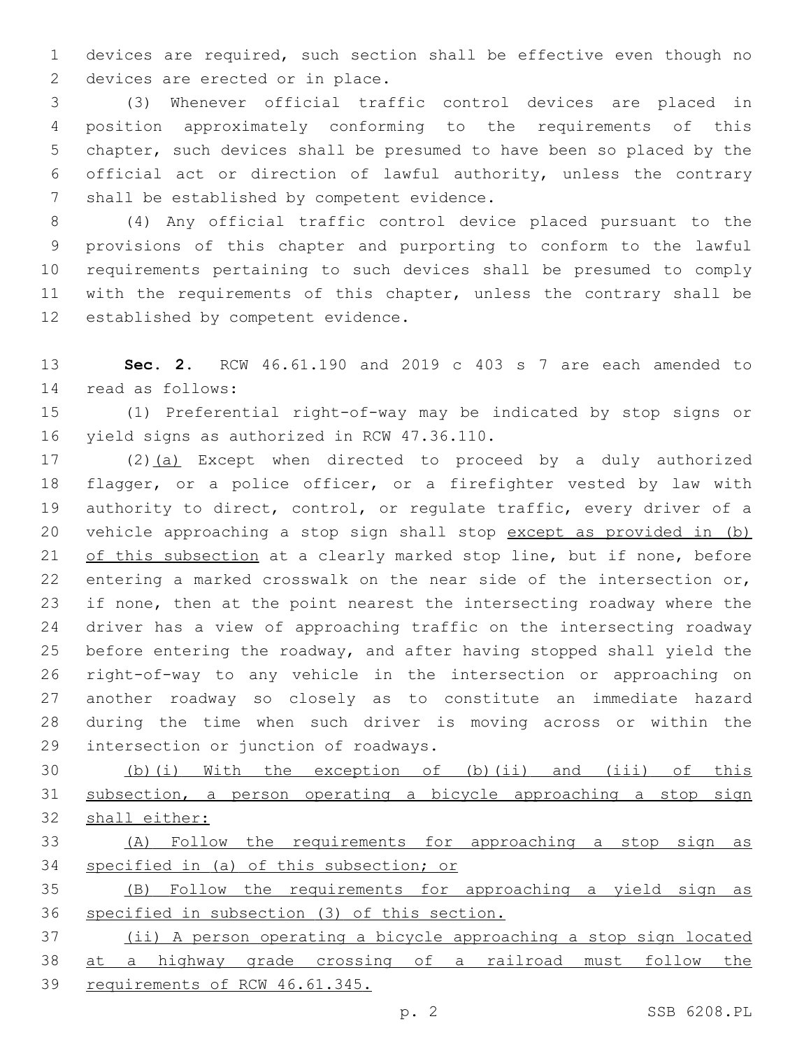devices are required, such section shall be effective even though no devices are erected or in place.

(3) Whenever official traffic control devices are placed in position approximately conforming to the requirements of this chapter, such devices shall be presumed to have been so placed by the official act or direction of lawful authority, unless the contrary shall be established by competent evidence.

(4) Any official traffic control device placed pursuant to the provisions of this chapter and purporting to conform to the lawful requirements pertaining to such devices shall be presumed to comply with the requirements of this chapter, unless the contrary shall be established by competent evidence.

**Sec. 2.** RCW 46.61.190 and 2019 c 403 s 7 are each amended to read as follows:

(1) Preferential right-of-way may be indicated by stop signs or yield signs as authorized in RCW 47.36.110.

(2)<u>(a)</u> Except when directed to proceed by a duly authorized flagger, or a police officer, or a firefighter vested by law with authority to direct, control, or regulate traffic, every driver of a vehicle approaching a stop sign shall stop <u>except as provided in (b) of this subsection</u> at a clearly marked stop line, but if none, before entering a marked crosswalk on the near side of the intersection or, if none, then at the point nearest the intersecting roadway where the driver has a view of approaching traffic on the intersecting roadway before entering the roadway, and after having stopped shall yield the right-of-way to any vehicle in the intersection or approaching on another roadway so closely as to constitute an immediate hazard during the time when such driver is moving across or within the intersection or junction of roadways.

<u>(b)(i) With the exception of (b)(ii) and (iii) of this subsection, a person operating a bicycle approaching a stop sign shall either:</u>

<u>(A) Follow the requirements for approaching a stop sign as specified in (a) of this subsection; or</u>

<u>(B) Follow the requirements for approaching a yield sign as specified in subsection (3) of this section.</u>

<u>(ii) A person operating a bicycle approaching a stop sign located at a highway grade crossing of a railroad must follow the requirements of RCW 46.61.345.</u>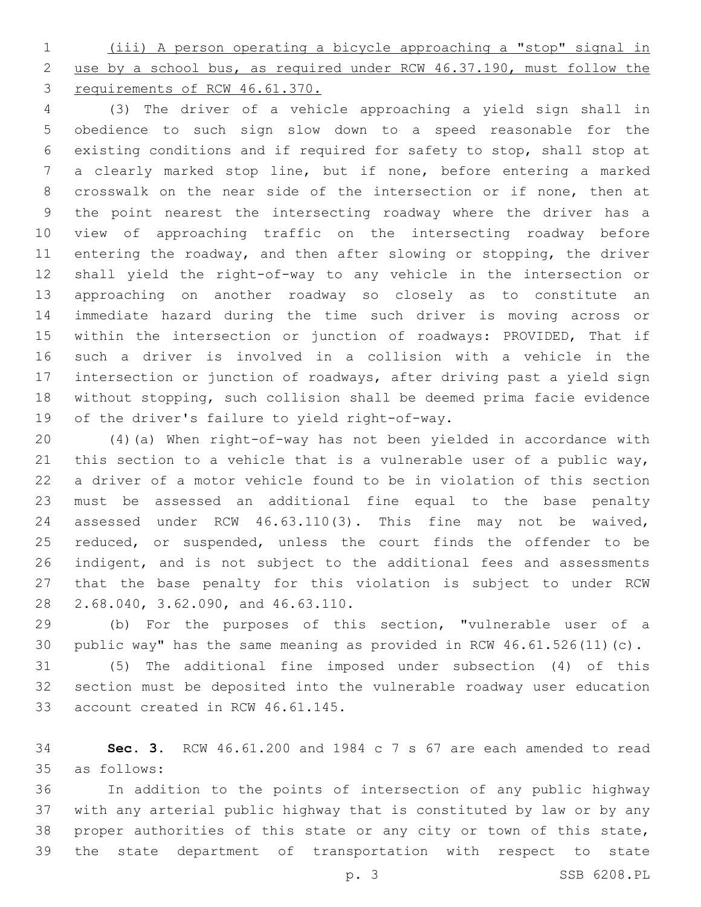<u>(iii) A person operating a bicycle approaching a "stop" signal in use by a school bus, as required under RCW 46.37.190, must follow the requirements of RCW 46.61.370.</u>

(3) The driver of a vehicle approaching a yield sign shall in obedience to such sign slow down to a speed reasonable for the existing conditions and if required for safety to stop, shall stop at a clearly marked stop line, but if none, before entering a marked crosswalk on the near side of the intersection or if none, then at the point nearest the intersecting roadway where the driver has a view of approaching traffic on the intersecting roadway before entering the roadway, and then after slowing or stopping, the driver shall yield the right-of-way to any vehicle in the intersection or approaching on another roadway so closely as to constitute an immediate hazard during the time such driver is moving across or within the intersection or junction of roadways: PROVIDED, That if such a driver is involved in a collision with a vehicle in the intersection or junction of roadways, after driving past a yield sign without stopping, such collision shall be deemed prima facie evidence of the driver's failure to yield right-of-way.

(4)(a) When right-of-way has not been yielded in accordance with this section to a vehicle that is a vulnerable user of a public way, a driver of a motor vehicle found to be in violation of this section must be assessed an additional fine equal to the base penalty assessed under RCW 46.63.110(3). This fine may not be waived, reduced, or suspended, unless the court finds the offender to be indigent, and is not subject to the additional fees and assessments that the base penalty for this violation is subject to under RCW 2.68.040, 3.62.090, and 46.63.110.

(b) For the purposes of this section, "vulnerable user of a public way" has the same meaning as provided in RCW 46.61.526(11)(c).

(5) The additional fine imposed under subsection (4) of this section must be deposited into the vulnerable roadway user education account created in RCW 46.61.145.

**Sec. 3.** RCW 46.61.200 and 1984 c 7 s 67 are each amended to read as follows:

In addition to the points of intersection of any public highway with any arterial public highway that is constituted by law or by any proper authorities of this state or any city or town of this state, the state department of transportation with respect to state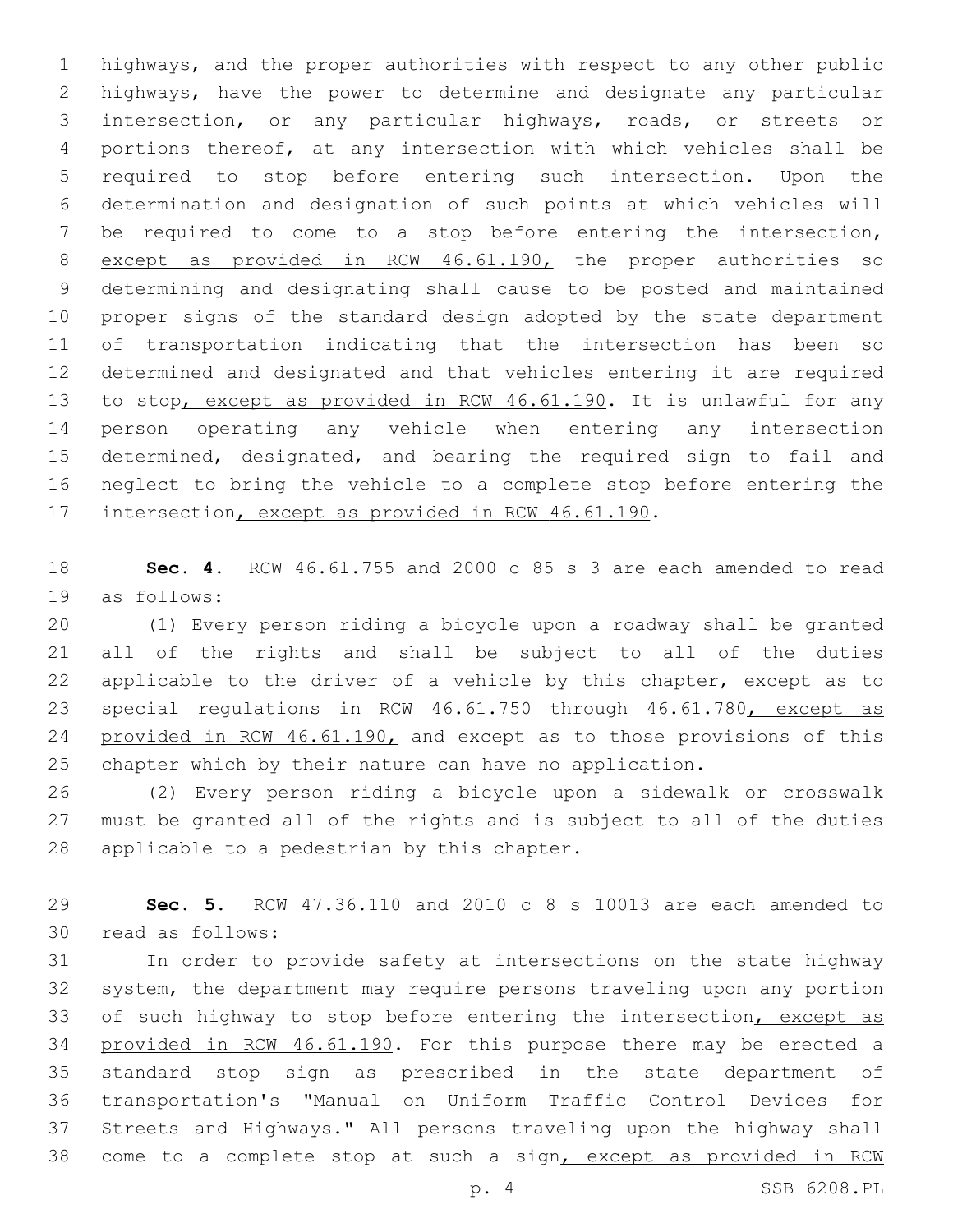highways, and the proper authorities with respect to any other public highways, have the power to determine and designate any particular intersection, or any particular highways, roads, or streets or portions thereof, at any intersection with which vehicles shall be required to stop before entering such intersection. Upon the determination and designation of such points at which vehicles will be required to come to a stop before entering the intersection, <u>except as provided in RCW 46.61.190,</u> the proper authorities so determining and designating shall cause to be posted and maintained proper signs of the standard design adopted by the state department of transportation indicating that the intersection has been so determined and designated and that vehicles entering it are required to stop<u>, except as provided in RCW 46.61.190</u>. It is unlawful for any person operating any vehicle when entering any intersection determined, designated, and bearing the required sign to fail and neglect to bring the vehicle to a complete stop before entering the intersection<u>, except as provided in RCW 46.61.190</u>.

**Sec. 4.** RCW 46.61.755 and 2000 c 85 s 3 are each amended to read as follows:

(1) Every person riding a bicycle upon a roadway shall be granted all of the rights and shall be subject to all of the duties applicable to the driver of a vehicle by this chapter, except as to special regulations in RCW 46.61.750 through 46.61.780<u>, except as provided in RCW 46.61.190,</u> and except as to those provisions of this chapter which by their nature can have no application.

(2) Every person riding a bicycle upon a sidewalk or crosswalk must be granted all of the rights and is subject to all of the duties applicable to a pedestrian by this chapter.

**Sec. 5.** RCW 47.36.110 and 2010 c 8 s 10013 are each amended to read as follows:

In order to provide safety at intersections on the state highway system, the department may require persons traveling upon any portion of such highway to stop before entering the intersection<u>, except as provided in RCW 46.61.190</u>. For this purpose there may be erected a standard stop sign as prescribed in the state department of transportation's "Manual on Uniform Traffic Control Devices for Streets and Highways." All persons traveling upon the highway shall come to a complete stop at such a sign<u>, except as provided in RCW</u>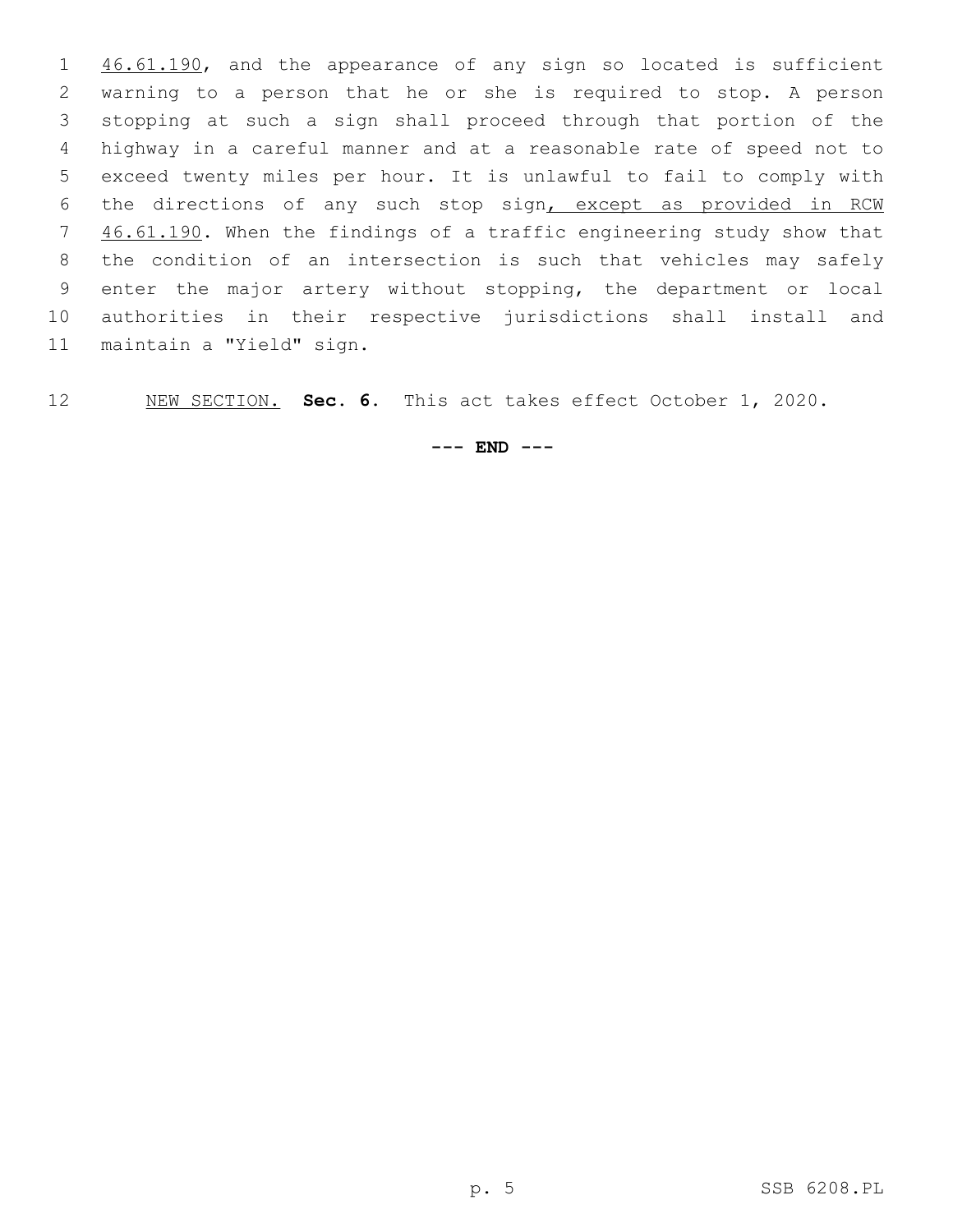46.61.190, and the appearance of any sign so located is sufficient warning to a person that he or she is required to stop. A person stopping at such a sign shall proceed through that portion of the highway in a careful manner and at a reasonable rate of speed not to exceed twenty miles per hour. It is unlawful to fail to comply with the directions of any such stop sign, except as provided in RCW 46.61.190. When the findings of a traffic engineering study show that the condition of an intersection is such that vehicles may safely enter the major artery without stopping, the department or local authorities in their respective jurisdictions shall install and maintain a "Yield" sign.

NEW SECTION. **Sec. 6.** This act takes effect October 1, 2020.

**--- END ---**